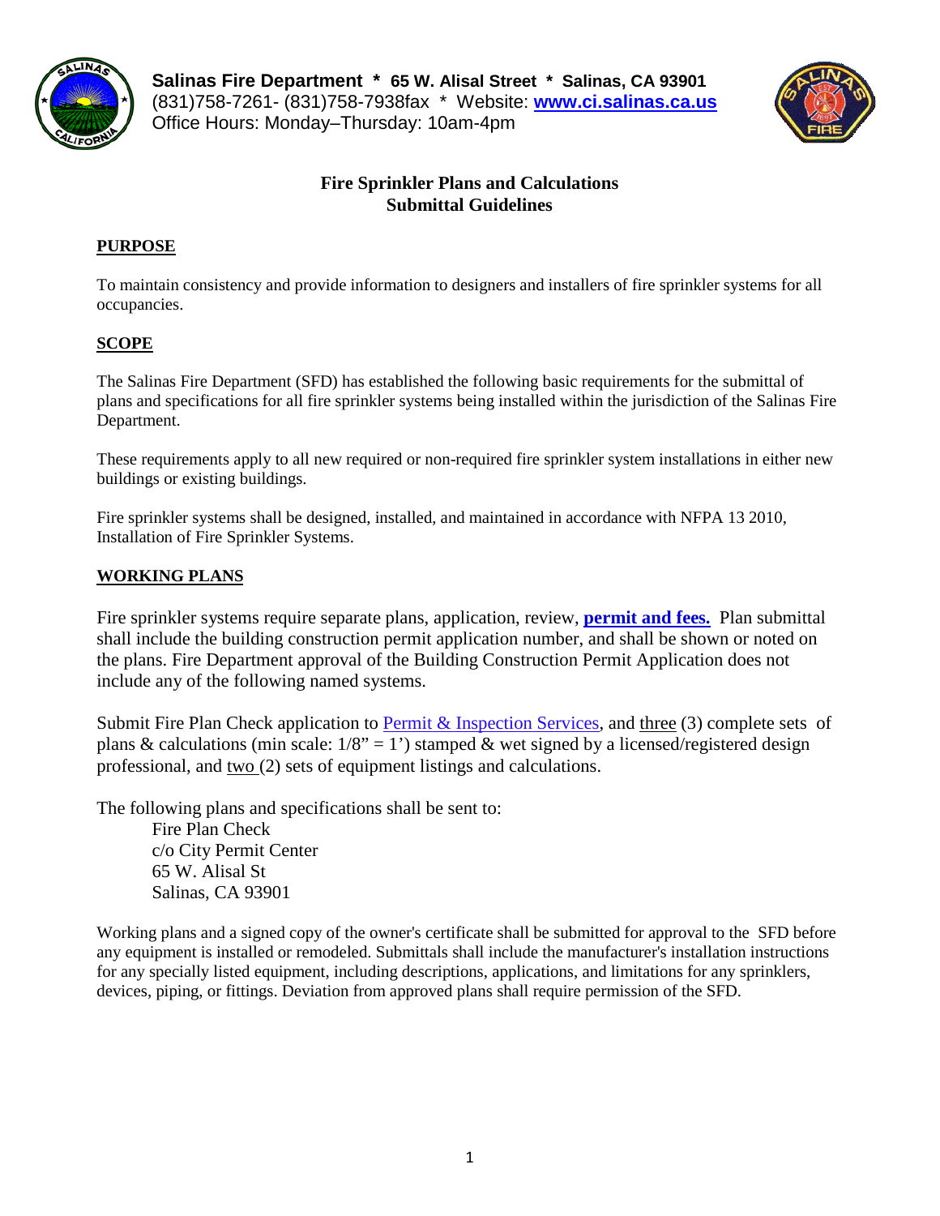**Salinas Fire Department * 65 W. Alisal Street * Salinas, CA 93901**
(831)758-7261- (831)758-7938fax * Website: **[www.ci.salinas.ca.us](http://www.ci.salinas.ca.us)**
Office Hours: Monday–Thursday: 10am-4pm

# Fire Sprinkler Plans and Calculations Submittal Guidelines

## PURPOSE

To maintain consistency and provide information to designers and installers of fire sprinkler systems for all occupancies.

## SCOPE

The Salinas Fire Department (SFD) has established the following basic requirements for the submittal of plans and specifications for all fire sprinkler systems being installed within the jurisdiction of the Salinas Fire Department.

These requirements apply to all new required or non-required fire sprinkler system installations in either new buildings or existing buildings.

Fire sprinkler systems shall be designed, installed, and maintained in accordance with NFPA 13 2010, Installation of Fire Sprinkler Systems.

## WORKING PLANS

Fire sprinkler systems require separate plans, application, review, **permit and fees.** Plan submittal shall include the building construction permit application number, and shall be shown or noted on the plans. Fire Department approval of the Building Construction Permit Application does not include any of the following named systems.

Submit Fire Plan Check application to Permit & Inspection Services, and three (3) complete sets of plans & calculations (min scale: 1/8" = 1') stamped & wet signed by a licensed/registered design professional, and two (2) sets of equipment listings and calculations.

The following plans and specifications shall be sent to:

Fire Plan Check
c/o City Permit Center
65 W. Alisal St
Salinas, CA 93901

Working plans and a signed copy of the owner's certificate shall be submitted for approval to the SFD before any equipment is installed or remodeled. Submittals shall include the manufacturer's installation instructions for any specially listed equipment, including descriptions, applications, and limitations for any sprinklers, devices, piping, or fittings. Deviation from approved plans shall require permission of the SFD.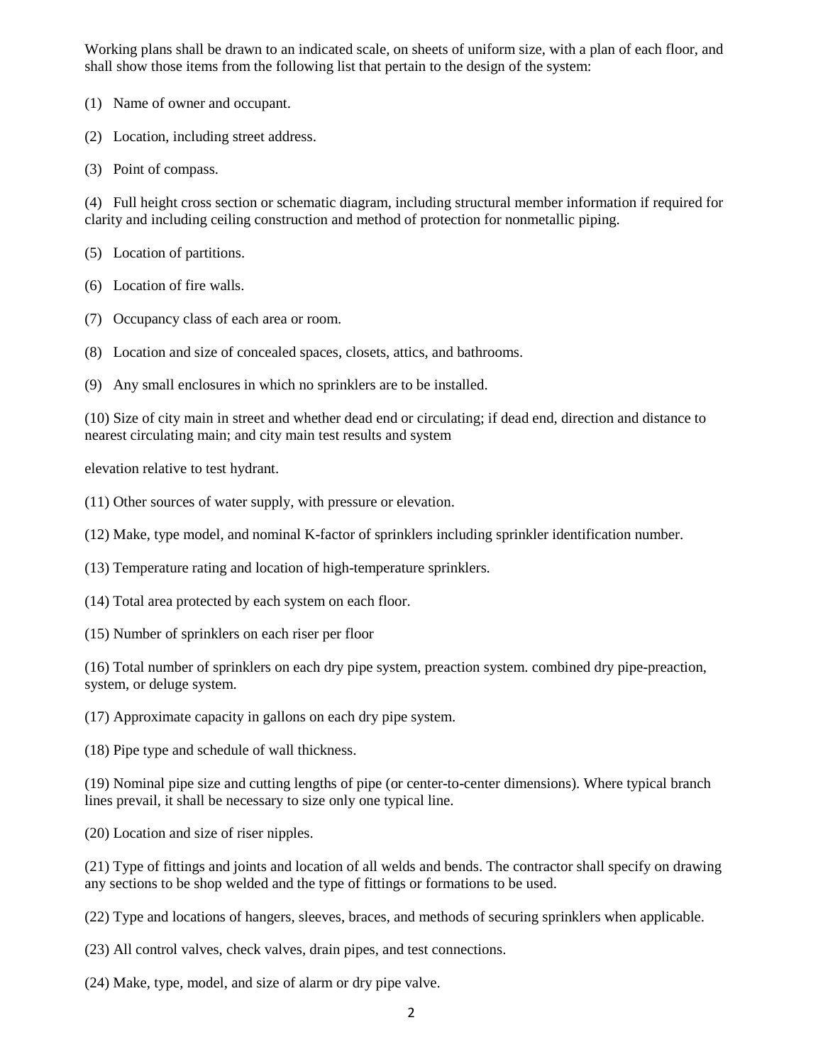Working plans shall be drawn to an indicated scale, on sheets of uniform size, with a plan of each floor, and shall show those items from the following list that pertain to the design of the system:

(1) Name of owner and occupant.

(2) Location, including street address.

(3) Point of compass.

(4) Full height cross section or schematic diagram, including structural member information if required for clarity and including ceiling construction and method of protection for nonmetallic piping.

(5) Location of partitions.

(6) Location of fire walls.

(7) Occupancy class of each area or room.

(8) Location and size of concealed spaces, closets, attics, and bathrooms.

(9) Any small enclosures in which no sprinklers are to be installed.

(10) Size of city main in street and whether dead end or circulating; if dead end, direction and distance to nearest circulating main; and city main test results and system

elevation relative to test hydrant.

(11) Other sources of water supply, with pressure or elevation.

(12) Make, type model, and nominal K-factor of sprinklers including sprinkler identification number.

(13) Temperature rating and location of high-temperature sprinklers.

(14) Total area protected by each system on each floor.

(15) Number of sprinklers on each riser per floor

(16) Total number of sprinklers on each dry pipe system, preaction system. combined dry pipe-preaction, system, or deluge system.

(17) Approximate capacity in gallons on each dry pipe system.

(18) Pipe type and schedule of wall thickness.

(19) Nominal pipe size and cutting lengths of pipe (or center-to-center dimensions). Where typical branch lines prevail, it shall be necessary to size only one typical line.

(20) Location and size of riser nipples.

(21) Type of fittings and joints and location of all welds and bends. The contractor shall specify on drawing any sections to be shop welded and the type of fittings or formations to be used.

(22) Type and locations of hangers, sleeves, braces, and methods of securing sprinklers when applicable.

(23) All control valves, check valves, drain pipes, and test connections.

(24) Make, type, model, and size of alarm or dry pipe valve.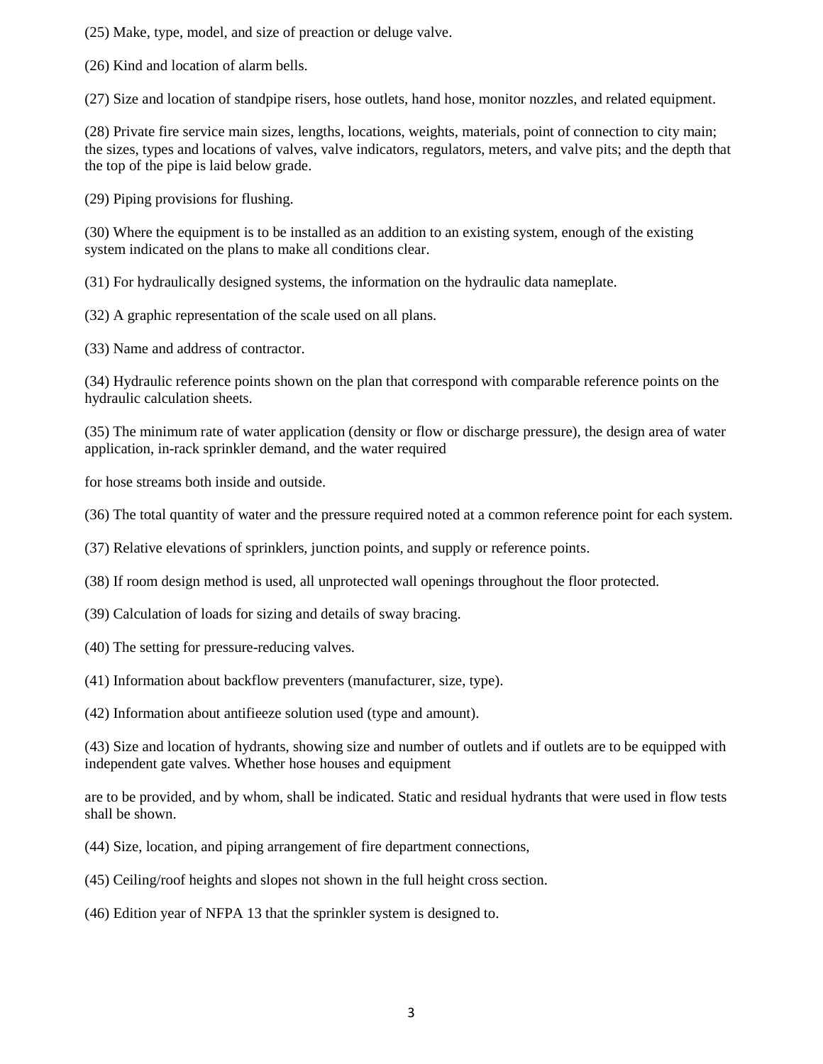(25) Make, type, model, and size of preaction or deluge valve.

(26) Kind and location of alarm bells.

(27) Size and location of standpipe risers, hose outlets, hand hose, monitor nozzles, and related equipment.

(28) Private fire service main sizes, lengths, locations, weights, materials, point of connection to city main; the sizes, types and locations of valves, valve indicators, regulators, meters, and valve pits; and the depth that the top of the pipe is laid below grade.

(29) Piping provisions for flushing.

(30) Where the equipment is to be installed as an addition to an existing system, enough of the existing system indicated on the plans to make all conditions clear.

(31) For hydraulically designed systems, the information on the hydraulic data nameplate.

(32) A graphic representation of the scale used on all plans.

(33) Name and address of contractor.

(34) Hydraulic reference points shown on the plan that correspond with comparable reference points on the hydraulic calculation sheets.

(35) The minimum rate of water application (density or flow or discharge pressure), the design area of water application, in-rack sprinkler demand, and the water required

for hose streams both inside and outside.

(36) The total quantity of water and the pressure required noted at a common reference point for each system.

(37) Relative elevations of sprinklers, junction points, and supply or reference points.

(38) If room design method is used, all unprotected wall openings throughout the floor protected.

(39) Calculation of loads for sizing and details of sway bracing.

(40) The setting for pressure-reducing valves.

(41) Information about backflow preventers (manufacturer, size, type).

(42) Information about antifieeze solution used (type and amount).

(43) Size and location of hydrants, showing size and number of outlets and if outlets are to be equipped with independent gate valves. Whether hose houses and equipment

are to be provided, and by whom, shall be indicated. Static and residual hydrants that were used in flow tests shall be shown.

(44) Size, location, and piping arrangement of fire department connections,

(45) Ceiling/roof heights and slopes not shown in the full height cross section.

(46) Edition year of NFPA 13 that the sprinkler system is designed to.